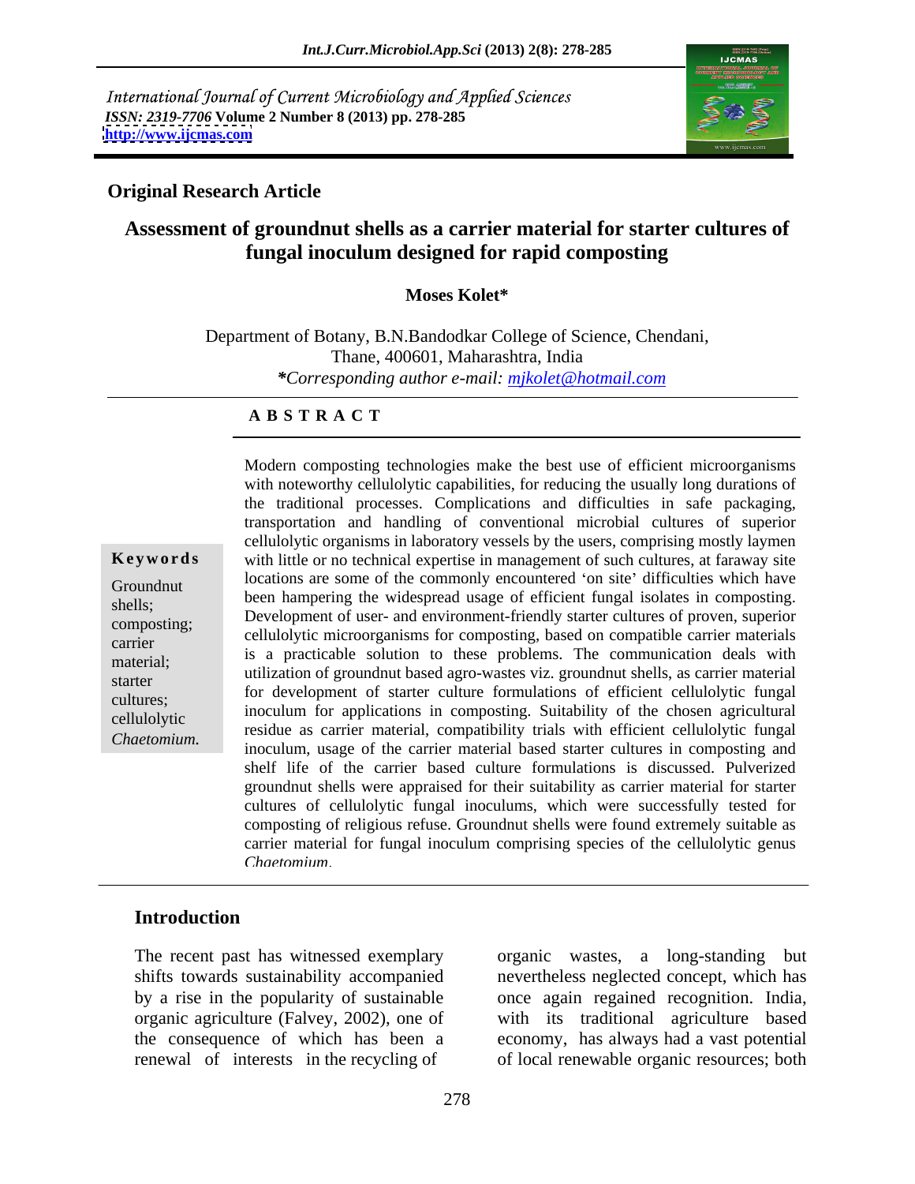International Journal of Current Microbiology and Applied Sciences
*ISSN: 2319-7706* **Volume 2 Number 8 (2013) pp. 278-285**
**http://www.ijcmas.com**

**Original Research Article**

# Assessment of groundnut shells as a carrier material for starter cultures of fungal inoculum designed for rapid composting

**Moses Kolet***

Department of Botany, B.N.Bandodkar College of Science, Chendani, Thane, 400601, Maharashtra, India
***Corresponding author e-mail:** *mjkolet@hotmail.com*

## A B S T R A C T

**Keywords**

Groundnut shells; composting; carrier material; starter cultures; cellulolytic *Chaetomium.*

Modern composting technologies make the best use of efficient microorganisms with noteworthy cellulolytic capabilities, for reducing the usually long durations of the traditional processes. Complications and difficulties in safe packaging, transportation and handling of conventional microbial cultures of superior cellulolytic organisms in laboratory vessels by the users, comprising mostly laymen with little or no technical expertise in management of such cultures, at faraway site locations are some of the commonly encountered 'on site' difficulties which have been hampering the widespread usage of efficient fungal isolates in composting. Development of user- and environment-friendly starter cultures of proven, superior cellulolytic microorganisms for composting, based on compatible carrier materials is a practicable solution to these problems. The communication deals with utilization of groundnut based agro-wastes viz. groundnut shells, as carrier material for development of starter culture formulations of efficient cellulolytic fungal inoculum for applications in composting. Suitability of the chosen agricultural residue as carrier material, compatibility trials with efficient cellulolytic fungal inoculum, usage of the carrier material based starter cultures in composting and shelf life of the carrier based culture formulations is discussed. Pulverized groundnut shells were appraised for their suitability as carrier material for starter cultures of cellulolytic fungal inoculums, which were successfully tested for composting of religious refuse. Groundnut shells were found extremely suitable as carrier material for fungal inoculum comprising species of the cellulolytic genus *Chaetomium*.

## Introduction

The recent past has witnessed exemplary shifts towards sustainability accompanied by a rise in the popularity of sustainable organic agriculture (Falvey, 2002), one of the consequence of which has been a renewal of interests in the recycling of organic wastes, a long-standing but nevertheless neglected concept, which has once again regained recognition. India, with its traditional agriculture based economy, has always had a vast potential of local renewable organic resources; both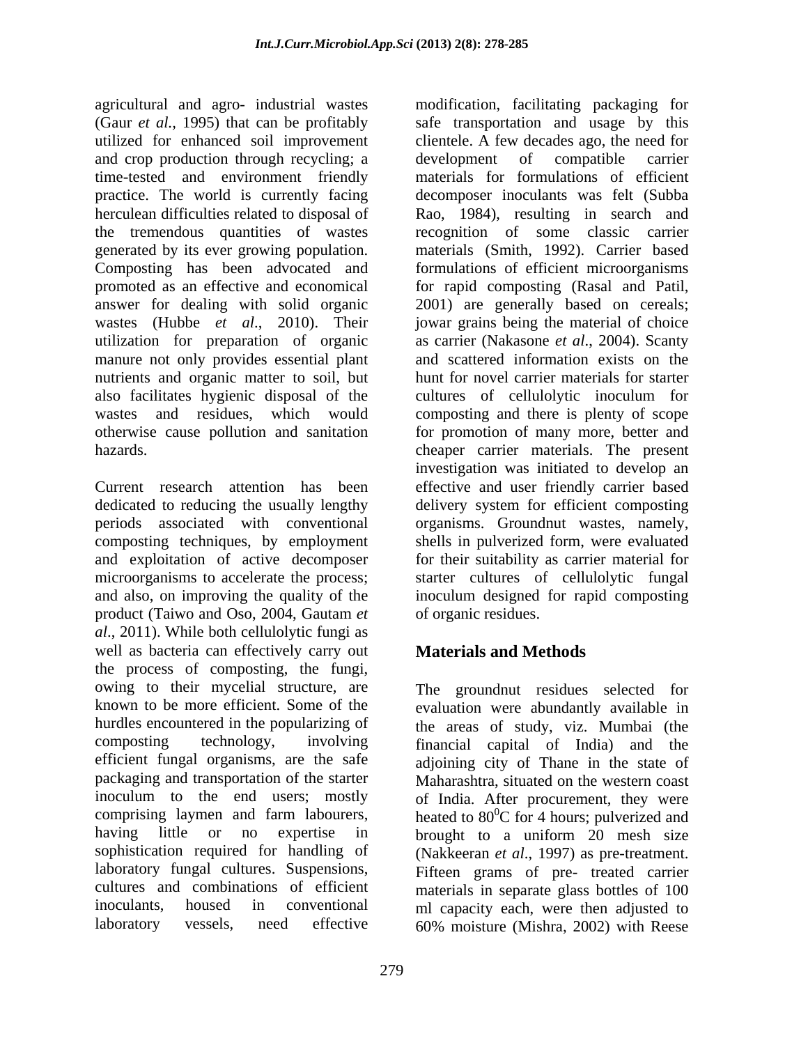agricultural and agro- industrial wastes (Gaur *et al.*, 1995) that can be profitably utilized for enhanced soil improvement and crop production through recycling; a time-tested and environment friendly practice. The world is currently facing herculean difficulties related to disposal of the tremendous quantities of wastes generated by its ever growing population. Composting has been advocated and promoted as an effective and economical answer for dealing with solid organic wastes (Hubbe *et al*., 2010). Their utilization for preparation of organic manure not only provides essential plant nutrients and organic matter to soil, but also facilitates hygienic disposal of the wastes and residues, which would otherwise cause pollution and sanitation hazards.

Current research attention has been dedicated to reducing the usually lengthy periods associated with conventional composting techniques, by employment and exploitation of active decomposer microorganisms to accelerate the process; and also, on improving the quality of the product (Taiwo and Oso, 2004, Gautam *et al*., 2011). While both cellulolytic fungi as well as bacteria can effectively carry out the process of composting, the fungi, owing to their mycelial structure, are known to be more efficient. Some of the hurdles encountered in the popularizing of composting technology, involving efficient fungal organisms, are the safe packaging and transportation of the starter inoculum to the end users; mostly comprising laymen and farm labourers, having little or no expertise in sophistication required for handling of laboratory fungal cultures. Suspensions, cultures and combinations of efficient inoculants, housed in conventional laboratory vessels, need effective modification, facilitating packaging for safe transportation and usage by this clientele. A few decades ago, the need for development of compatible carrier materials for formulations of efficient decomposer inoculants was felt (Subba Rao, 1984), resulting in search and recognition of some classic carrier materials (Smith, 1992). Carrier based formulations of efficient microorganisms for rapid composting (Rasal and Patil, 2001) are generally based on cereals; jowar grains being the material of choice as carrier (Nakasone *et al*., 2004). Scanty and scattered information exists on the hunt for novel carrier materials for starter cultures of cellulolytic inoculum for composting and there is plenty of scope for promotion of many more, better and cheaper carrier materials. The present investigation was initiated to develop an effective and user friendly carrier based delivery system for efficient composting organisms. Groundnut wastes, namely, shells in pulverized form, were evaluated for their suitability as carrier material for starter cultures of cellulolytic fungal inoculum designed for rapid composting of organic residues.

## Materials and Methods

The groundnut residues selected for evaluation were abundantly available in the areas of study, viz. Mumbai (the financial capital of India) and the adjoining city of Thane in the state of Maharashtra, situated on the western coast of India. After procurement, they were heated to $80^0$C for 4 hours; pulverized and brought to a uniform 20 mesh size (Nakkeeran *et al*., 1997) as pre-treatment. Fifteen grams of pre- treated carrier materials in separate glass bottles of 100 ml capacity each, were then adjusted to 60% moisture (Mishra, 2002) with Reese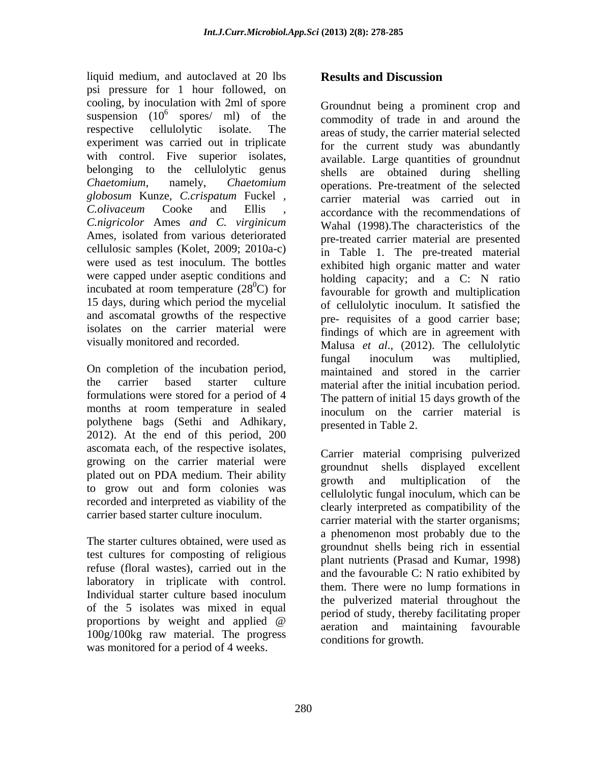liquid medium, and autoclaved at 20 lbs psi pressure for 1 hour followed, on cooling, by inoculation with 2ml of spore suspension ($10^6$ spores/ ml) of the respective cellulolytic isolate. The experiment was carried out in triplicate with control. Five superior isolates, belonging to the cellulolytic genus *Chaetomium,* namely, *Chaetomium globosum* Kunze, *C.crispatum* Fuckel , *C.olivaceum* Cooke and Ellis , *C.nigricolor* Ames *and C. virginicum* Ames, isolated from various deteriorated cellulosic samples (Kolet, 2009; 2010a-c) were used as test inoculum. The bottles were capped under aseptic conditions and incubated at room temperature ($28^0$C) for 15 days, during which period the mycelial and ascomatal growths of the respective isolates on the carrier material were visually monitored and recorded.

On completion of the incubation period, the carrier based starter culture formulations were stored for a period of 4 months at room temperature in sealed polythene bags (Sethi and Adhikary, 2012). At the end of this period, 200 ascomata each, of the respective isolates, growing on the carrier material were plated out on PDA medium. Their ability to grow out and form colonies was recorded and interpreted as viability of the carrier based starter culture inoculum.

The starter cultures obtained, were used as test cultures for composting of religious refuse (floral wastes), carried out in the laboratory in triplicate with control. Individual starter culture based inoculum of the 5 isolates was mixed in equal proportions by weight and applied @ 100g/100kg raw material. The progress was monitored for a period of 4 weeks.

## Results and Discussion

Groundnut being a prominent crop and commodity of trade in and around the areas of study, the carrier material selected for the current study was abundantly available. Large quantities of groundnut shells are obtained during shelling operations. Pre-treatment of the selected carrier material was carried out in accordance with the recommendations of Wahal (1998).The characteristics of the pre-treated carrier material are presented in Table 1. The pre-treated material exhibited high organic matter and water holding capacity; and a C: N ratio favourable for growth and multiplication of cellulolytic inoculum. It satisfied the pre- requisites of a good carrier base; findings of which are in agreement with Malusa *et al*., (2012). The cellulolytic fungal inoculum was multiplied, maintained and stored in the carrier material after the initial incubation period. The pattern of initial 15 days growth of the inoculum on the carrier material is presented in Table 2.

Carrier material comprising pulverized groundnut shells displayed excellent growth and multiplication of the cellulolytic fungal inoculum, which can be clearly interpreted as compatibility of the carrier material with the starter organisms; a phenomenon most probably due to the groundnut shells being rich in essential plant nutrients (Prasad and Kumar, 1998) and the favourable C: N ratio exhibited by them. There were no lump formations in the pulverized material throughout the period of study, thereby facilitating proper aeration and maintaining favourable conditions for growth.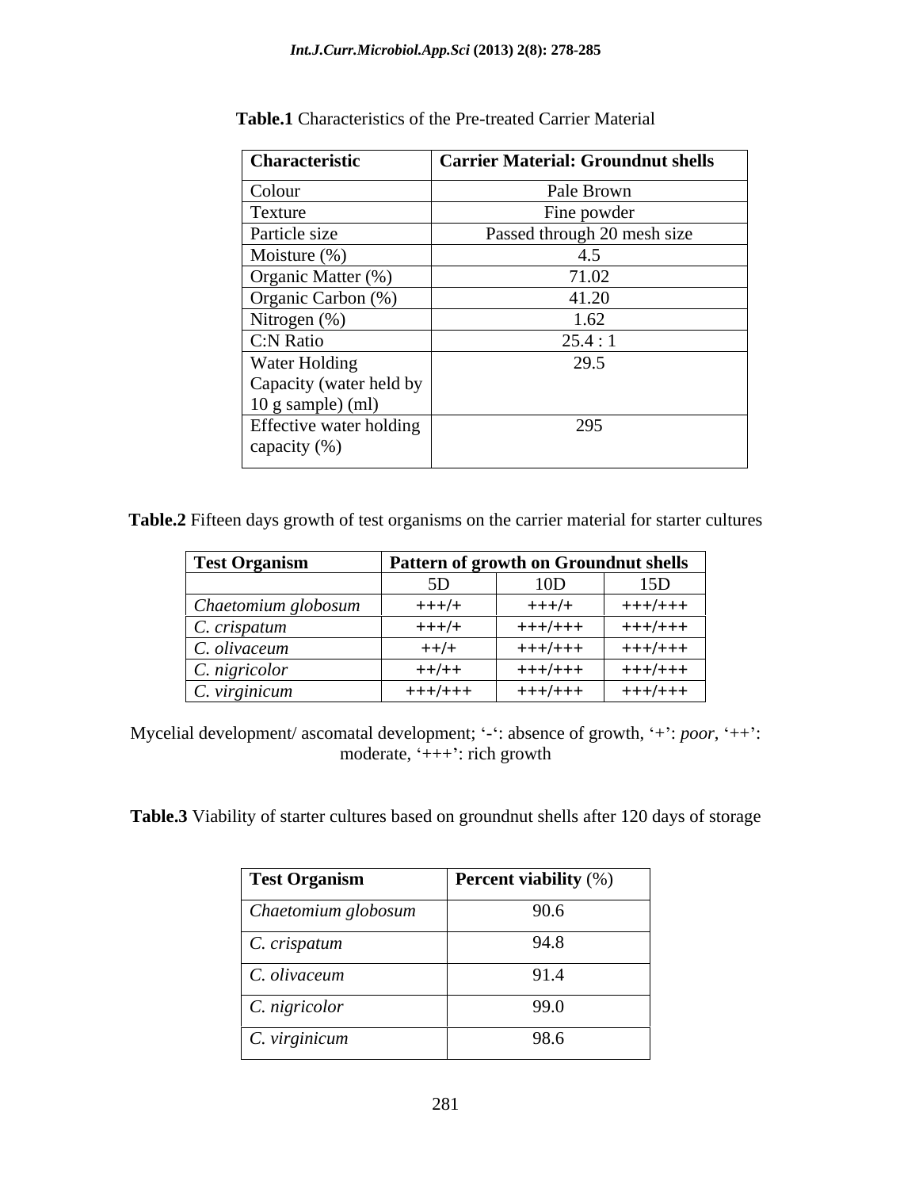**Table.1** Characteristics of the Pre-treated Carrier Material

| Characteristic | Carrier Material: Groundnut shells |
| --- | --- |
| Colour | Pale Brown |
| Texture | Fine powder |
| Particle size | Passed through 20 mesh size |
| Moisture (%) | 4.5 |
| Organic Matter (%) | 71.02 |
| Organic Carbon (%) | 41.20 |
| Nitrogen (%) | 1.62 |
| C:N Ratio | 25.4 : 1 |
| Water Holding Capacity (water held by 10 g sample) (ml) | 29.5 |
| Effective water holding capacity (%) | 295 |

**Table.2** Fifteen days growth of test organisms on the carrier material for starter cultures

| Test Organism | Pattern of growth on Groundnut shells | | |
| --- | --- | --- | --- |
| | 5D | 10D | 15D |
| *Chaetomium globosum* | +++/+ | +++/+ | +++/+++ |
| *C. crispatum* | +++/+ | +++/+++ | +++/+++ |
| *C. olivaceum* | ++/+ | +++/+++ | +++/+++ |
| *C. nigricolor* | ++/++ | +++/+++ | +++/+++ |
| *C. virginicum* | +++/+++ | +++/+++ | +++/+++ |

Mycelial development/ ascomatal development; '-': absence of growth, '+': *poor*, '++': moderate, '+++': rich growth

**Table.3** Viability of starter cultures based on groundnut shells after 120 days of storage

| Test Organism | **Percent viability** (%) |
| --- | --- |
| *Chaetomium globosum* | 90.6 |
| *C. crispatum* | 94.8 |
| *C. olivaceum* | 91.4 |
| *C. nigricolor* | 99.0 |
| *C. virginicum* | 98.6 |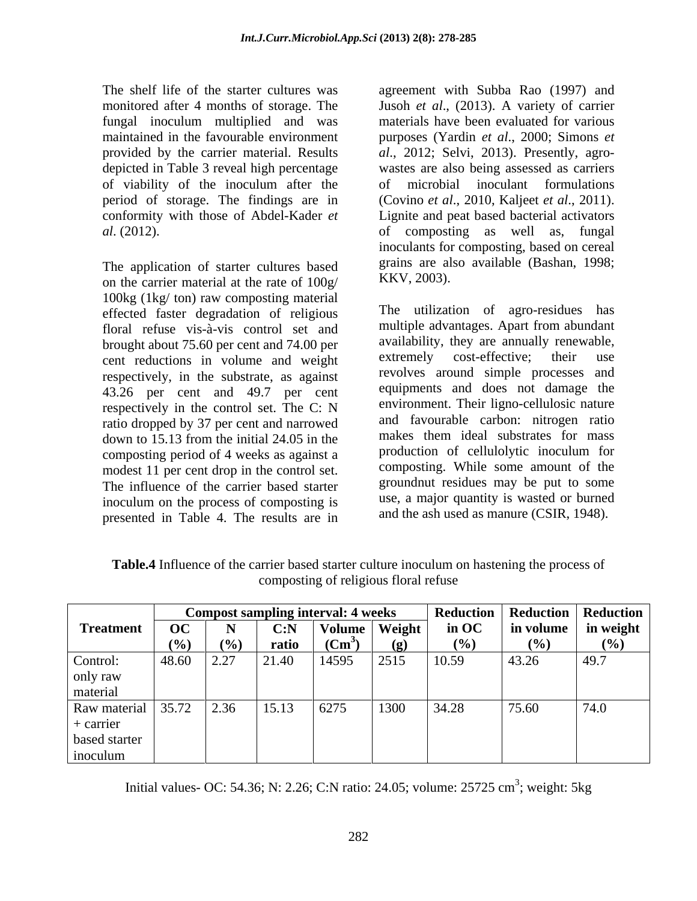The shelf life of the starter cultures was monitored after 4 months of storage. The fungal inoculum multiplied and was maintained in the favourable environment provided by the carrier material. Results depicted in Table 3 reveal high percentage of viability of the inoculum after the period of storage. The findings are in conformity with those of Abdel-Kader *et al*. (2012).

The application of starter cultures based on the carrier material at the rate of 100g/ 100kg (1kg/ ton) raw composting material effected faster degradation of religious floral refuse vis-à-vis control set and brought about 75.60 per cent and 74.00 per cent reductions in volume and weight respectively, in the substrate, as against 43.26 per cent and 49.7 per cent respectively in the control set. The C: N ratio dropped by 37 per cent and narrowed down to 15.13 from the initial 24.05 in the composting period of 4 weeks as against a modest 11 per cent drop in the control set. The influence of the carrier based starter inoculum on the process of composting is presented in Table 4. The results are in agreement with Subba Rao (1997) and Jusoh *et al*., (2013). A variety of carrier materials have been evaluated for various purposes (Yardin *et al*., 2000; Simons *et al*., 2012; Selvi, 2013). Presently, agro-wastes are also being assessed as carriers of microbial inoculant formulations (Covino *et al*., 2010, Kaljeet *et al*., 2011). Lignite and peat based bacterial activators of composting as well as, fungal inoculants for composting, based on cereal grains are also available (Bashan, 1998; KKV, 2003).

The utilization of agro-residues has multiple advantages. Apart from abundant availability, they are annually renewable, extremely cost-effective; their use revolves around simple processes and equipments and does not damage the environment. Their ligno-cellulosic nature and favourable carbon: nitrogen ratio makes them ideal substrates for mass production of cellulolytic inoculum for composting. While some amount of the groundnut residues may be put to some use, a major quantity is wasted or burned and the ash used as manure (CSIR, 1948).

**Table.4** Influence of the carrier based starter culture inoculum on hastening the process of composting of religious floral refuse

| Treatment | Compost sampling interval: 4 weeks | | | | | Reduction in OC (%) | Reduction in volume (%) | Reduction in weight (%) |
|---|---|---|---|---|---|---|---|---|
| | OC (%) | N (%) | C:N ratio | Volume ($Cm^3$) | Weight (g) | | | |
| Control: only raw material | 48.60 | 2.27 | 21.40 | 14595 | 2515 | 10.59 | 43.26 | 49.7 |
| Raw material + carrier based starter inoculum | 35.72 | 2.36 | 15.13 | 6275 | 1300 | 34.28 | 75.60 | 74.0 |

Initial values- OC: 54.36; N: 2.26; C:N ratio: 24.05; volume: 25725 $cm^3$; weight: 5kg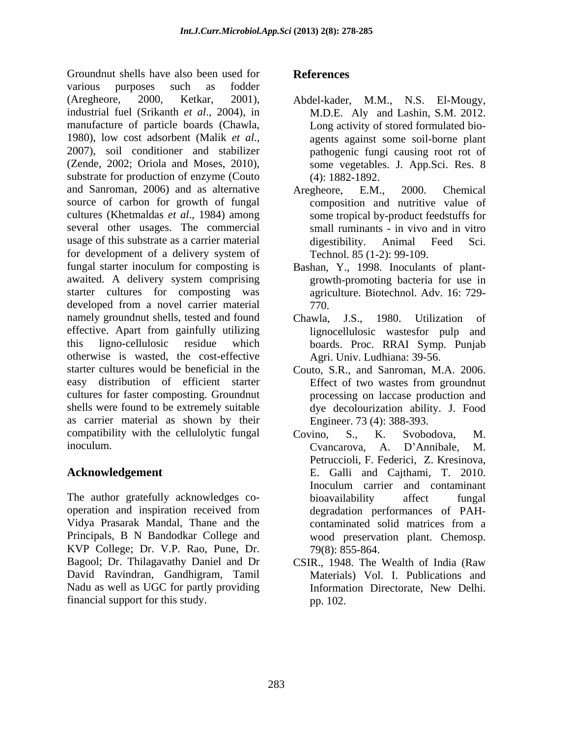Groundnut shells have also been used for various purposes such as fodder (Aregheore, 2000, Ketkar, 2001), industrial fuel (Srikanth *et al*., 2004), in manufacture of particle boards (Chawla, 1980), low cost adsorbent (Malik *et al*., 2007), soil conditioner and stabilizer (Zende, 2002; Oriola and Moses, 2010), substrate for production of enzyme (Couto and Sanroman, 2006) and as alternative source of carbon for growth of fungal cultures (Khetmaldas *et al*., 1984) among several other usages. The commercial usage of this substrate as a carrier material for development of a delivery system of fungal starter inoculum for composting is awaited. A delivery system comprising starter cultures for composting was developed from a novel carrier material namely groundnut shells, tested and found effective. Apart from gainfully utilizing this ligno-cellulosic residue which otherwise is wasted, the cost-effective starter cultures would be beneficial in the easy distribution of efficient starter cultures for faster composting. Groundnut shells were found to be extremely suitable as carrier material as shown by their compatibility with the cellulolytic fungal inoculum.

## Acknowledgement

The author gratefully acknowledges co-operation and inspiration received from Vidya Prasarak Mandal, Thane and the Principals, B N Bandodkar College and KVP College; Dr. V.P. Rao, Pune, Dr. Bagool; Dr. Thilagavathy Daniel and Dr David Ravindran, Gandhigram, Tamil Nadu as well as UGC for partly providing financial support for this study.

## References

Abdel-kader, M.M., N.S. El-Mougy, M.D.E. Aly and Lashin, S.M. 2012. Long activity of stored formulated bio-agents against some soil-borne plant pathogenic fungi causing root rot of some vegetables. J. App.Sci. Res. 8 (4): 1882-1892.

Aregheore, E.M., 2000. Chemical composition and nutritive value of some tropical by-product feedstuffs for small ruminants - in vivo and in vitro digestibility. Animal Feed Sci. Technol. 85 (1-2): 99-109.

Bashan, Y., 1998. Inoculants of plant-growth-promoting bacteria for use in agriculture. Biotechnol. Adv. 16: 729-770.

Chawla, J.S., 1980. Utilization of lignocellulosic wastesfor pulp and boards. Proc. RRAI Symp. Punjab Agri. Univ. Ludhiana: 39-56.

Couto, S.R., and Sanroman, M.A. 2006. Effect of two wastes from groundnut processing on laccase production and dye decolourization ability. J. Food Engineer. 73 (4): 388-393.

Covino, S., K. Svobodova, M. Cvancarova, A. D'Annibale, M. Petruccioli, F. Federici, Z. Kresinova, E. Galli and Cajthami, T. 2010. Inoculum carrier and contaminant bioavailability affect fungal degradation performances of PAH-contaminated solid matrices from a wood preservation plant. Chemosp. 79(8): 855-864.

CSIR., 1948. The Wealth of India (Raw Materials) Vol. I. Publications and Information Directorate, New Delhi. pp. 102.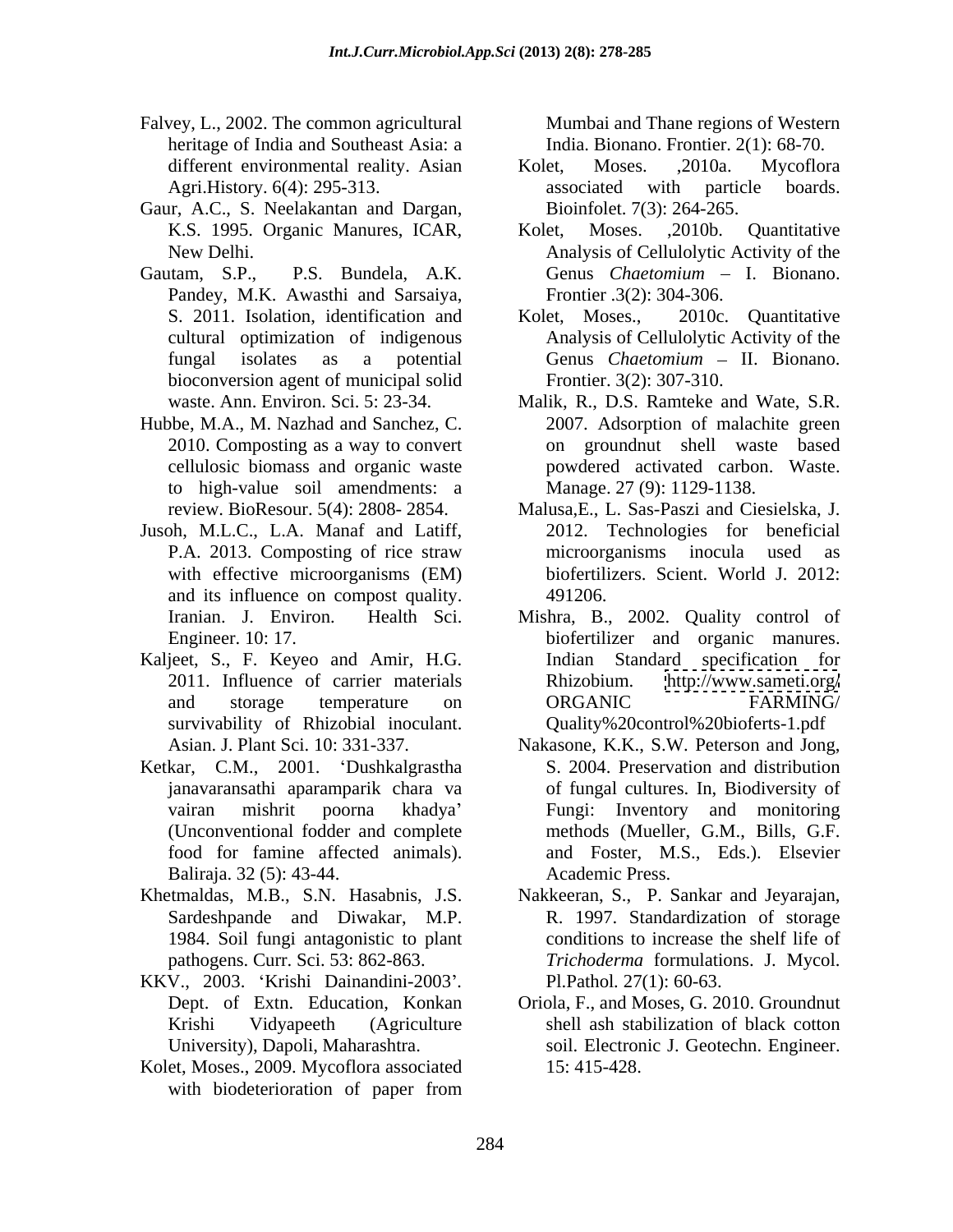Falvey, L., 2002. The common agricultural heritage of India and Southeast Asia: a different environmental reality. Asian Agri.History. 6(4): 295-313.

Gaur, A.C., S. Neelakantan and Dargan, K.S. 1995. Organic Manures, ICAR, New Delhi.

Gautam, S.P., P.S. Bundela, A.K. Pandey, M.K. Awasthi and Sarsaiya, S. 2011. Isolation, identification and cultural optimization of indigenous fungal isolates as a potential bioconversion agent of municipal solid waste. Ann. Environ. Sci. 5: 23-34.

Hubbe, M.A., M. Nazhad and Sanchez, C. 2010. Composting as a way to convert cellulosic biomass and organic waste to high-value soil amendments: a review. BioResour. 5(4): 2808- 2854.

Jusoh, M.L.C., L.A. Manaf and Latiff, P.A. 2013. Composting of rice straw with effective microorganisms (EM) and its influence on compost quality. Iranian. J. Environ. Health Sci. Engineer. 10: 17.

Kaljeet, S., F. Keyeo and Amir, H.G. 2011. Influence of carrier materials and storage temperature on survivability of Rhizobial inoculant. Asian. J. Plant Sci. 10: 331-337.

Ketkar, C.M., 2001. 'Dushkalgrastha janavaransathi aparamparik chara va vairan mishrit poorna khadya' (Unconventional fodder and complete food for famine affected animals). Baliraja. 32 (5): 43-44.

Khetmaldas, M.B., S.N. Hasabnis, J.S. Sardeshpande and Diwakar, M.P. 1984. Soil fungi antagonistic to plant pathogens. Curr. Sci. 53: 862-863.

KKV., 2003. 'Krishi Dainandini-2003'. Dept. of Extn. Education, Konkan Krishi Vidyapeeth (Agriculture University), Dapoli, Maharashtra.

Kolet, Moses., 2009. Mycoflora associated with biodeterioration of paper from Mumbai and Thane regions of Western India. Bionano. Frontier. 2(1): 68-70.

Kolet, Moses. ,2010a. Mycoflora associated with particle boards. Bioinfolet. 7(3): 264-265.

Kolet, Moses. ,2010b. Quantitative Analysis of Cellulolytic Activity of the Genus *Chaetomium* – I. Bionano. Frontier .3(2): 304-306.

Kolet, Moses., 2010c. Quantitative Analysis of Cellulolytic Activity of the Genus *Chaetomium* – II. Bionano. Frontier. 3(2): 307-310.

Malik, R., D.S. Ramteke and Wate, S.R. 2007. Adsorption of malachite green on groundnut shell waste based powdered activated carbon. Waste. Manage. 27 (9): 1129-1138.

Malusa,E., L. Sas-Paszi and Ciesielska, J. 2012. Technologies for beneficial microorganisms inocula used as biofertilizers. Scient. World J. 2012: 491206.

Mishra, B., 2002. Quality control of biofertilizer and organic manures. Indian Standard specification for Rhizobium. http://www.sameti.org/ORGANIC FARMING/ Quality%20control%20bioferts-1.pdf

Nakasone, K.K., S.W. Peterson and Jong, S. 2004. Preservation and distribution of fungal cultures. In, Biodiversity of Fungi: Inventory and monitoring methods (Mueller, G.M., Bills, G.F. and Foster, M.S., Eds.). Elsevier Academic Press.

Nakkeeran, S., P. Sankar and Jeyarajan, R. 1997. Standardization of storage conditions to increase the shelf life of *Trichoderma* formulations. J. Mycol. Pl.Pathol. 27(1): 60-63.

Oriola, F., and Moses, G. 2010. Groundnut shell ash stabilization of black cotton soil. Electronic J. Geotechn. Engineer. 15: 415-428.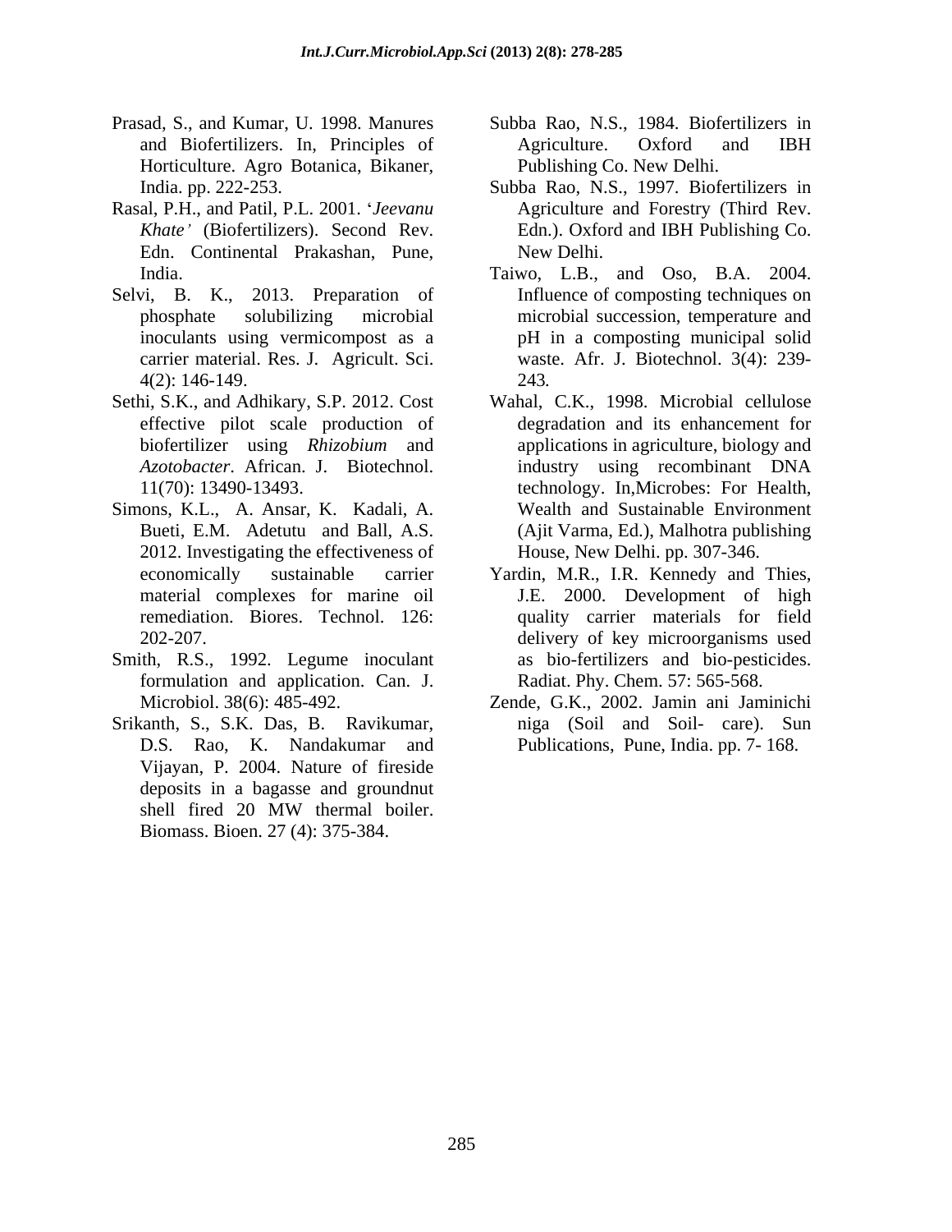Prasad, S., and Kumar, U. 1998. Manures and Biofertilizers. In, Principles of Horticulture. Agro Botanica, Bikaner, India. pp. 222-253.

Rasal, P.H., and Patil, P.L. 2001. '*Jeevanu Khate'* (Biofertilizers). Second Rev. Edn. Continental Prakashan, Pune, India.

Selvi, B. K., 2013. Preparation of phosphate solubilizing microbial inoculants using vermicompost as a carrier material. Res. J. Agricult. Sci. 4(2): 146-149.

Sethi, S.K., and Adhikary, S.P. 2012. Cost effective pilot scale production of biofertilizer using *Rhizobium* and *Azotobacter*. African. J. Biotechnol. 11(70): 13490-13493.

Simons, K.L., A. Ansar, K. Kadali, A. Bueti, E.M. Adetutu and Ball, A.S. 2012. Investigating the effectiveness of economically sustainable carrier material complexes for marine oil remediation. Biores. Technol. 126: 202-207.

Smith, R.S., 1992. Legume inoculant formulation and application. Can. J. Microbiol. 38(6): 485-492.

Srikanth, S., S.K. Das, B. Ravikumar, D.S. Rao, K. Nandakumar and Vijayan, P. 2004. Nature of fireside deposits in a bagasse and groundnut shell fired 20 MW thermal boiler. Biomass. Bioen. 27 (4): 375-384.

Subba Rao, N.S., 1984. Biofertilizers in Agriculture. Oxford and IBH Publishing Co. New Delhi.

Subba Rao, N.S., 1997. Biofertilizers in Agriculture and Forestry (Third Rev. Edn.). Oxford and IBH Publishing Co. New Delhi.

Taiwo, L.B., and Oso, B.A. 2004. Influence of composting techniques on microbial succession, temperature and pH in a composting municipal solid waste. Afr. J. Biotechnol. 3(4): 239-243.

Wahal, C.K., 1998. Microbial cellulose degradation and its enhancement for applications in agriculture, biology and industry using recombinant DNA technology. In,Microbes: For Health, Wealth and Sustainable Environment (Ajit Varma, Ed.), Malhotra publishing House, New Delhi. pp. 307-346.

Yardin, M.R., I.R. Kennedy and Thies, J.E. 2000. Development of high quality carrier materials for field delivery of key microorganisms used as bio-fertilizers and bio-pesticides. Radiat. Phy. Chem. 57: 565-568.

Zende, G.K., 2002. Jamin ani Jaminichi niga (Soil and Soil- care). Sun Publications, Pune, India. pp. 7- 168.